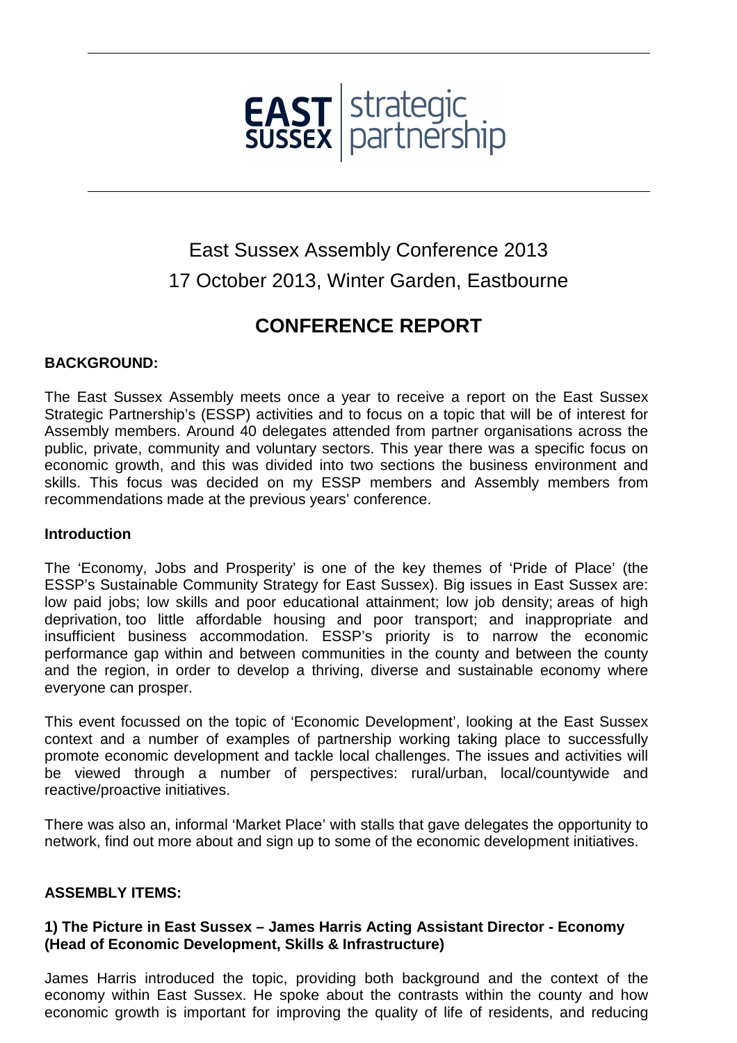EAST SUSSEX | strategic partnership

# East Sussex Assembly Conference 2013
# 17 October 2013, Winter Garden, Eastbourne

## CONFERENCE REPORT

**BACKGROUND:**

The East Sussex Assembly meets once a year to receive a report on the East Sussex Strategic Partnership's (ESSP) activities and to focus on a topic that will be of interest for Assembly members. Around 40 delegates attended from partner organisations across the public, private, community and voluntary sectors. This year there was a specific focus on economic growth, and this was divided into two sections the business environment and skills. This focus was decided on my ESSP members and Assembly members from recommendations made at the previous years' conference.

**Introduction**

The 'Economy, Jobs and Prosperity' is one of the key themes of 'Pride of Place' (the ESSP's Sustainable Community Strategy for East Sussex). Big issues in East Sussex are: low paid jobs; low skills and poor educational attainment; low job density; areas of high deprivation, too little affordable housing and poor transport; and inappropriate and insufficient business accommodation. ESSP's priority is to narrow the economic performance gap within and between communities in the county and between the county and the region, in order to develop a thriving, diverse and sustainable economy where everyone can prosper.

This event focussed on the topic of 'Economic Development', looking at the East Sussex context and a number of examples of partnership working taking place to successfully promote economic development and tackle local challenges. The issues and activities will be viewed through a number of perspectives: rural/urban, local/countywide and reactive/proactive initiatives.

There was also an, informal 'Market Place' with stalls that gave delegates the opportunity to network, find out more about and sign up to some of the economic development initiatives.

**ASSEMBLY ITEMS:**

**1) The Picture in East Sussex – James Harris Acting Assistant Director - Economy (Head of Economic Development, Skills & Infrastructure)**

James Harris introduced the topic, providing both background and the context of the economy within East Sussex. He spoke about the contrasts within the county and how economic growth is important for improving the quality of life of residents, and reducing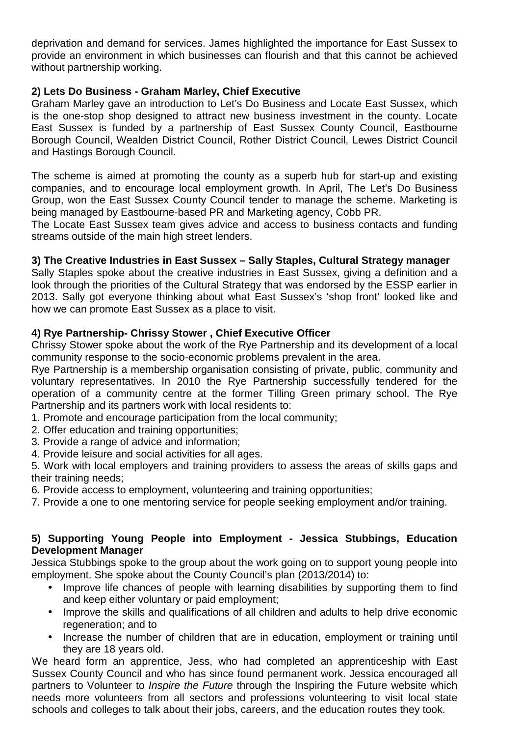deprivation and demand for services. James highlighted the importance for East Sussex to provide an environment in which businesses can flourish and that this cannot be achieved without partnership working.

**2) Lets Do Business - Graham Marley, Chief Executive**

Graham Marley gave an introduction to Let's Do Business and Locate East Sussex, which is the one-stop shop designed to attract new business investment in the county. Locate East Sussex is funded by a partnership of East Sussex County Council, Eastbourne Borough Council, Wealden District Council, Rother District Council, Lewes District Council and Hastings Borough Council.

The scheme is aimed at promoting the county as a superb hub for start-up and existing companies, and to encourage local employment growth. In April, The Let's Do Business Group, won the East Sussex County Council tender to manage the scheme. Marketing is being managed by Eastbourne-based PR and Marketing agency, Cobb PR.

The Locate East Sussex team gives advice and access to business contacts and funding streams outside of the main high street lenders.

**3) The Creative Industries in East Sussex – Sally Staples, Cultural Strategy manager**

Sally Staples spoke about the creative industries in East Sussex, giving a definition and a look through the priorities of the Cultural Strategy that was endorsed by the ESSP earlier in 2013. Sally got everyone thinking about what East Sussex's 'shop front' looked like and how we can promote East Sussex as a place to visit.

**4) Rye Partnership- Chrissy Stower , Chief Executive Officer**

Chrissy Stower spoke about the work of the Rye Partnership and its development of a local community response to the socio-economic problems prevalent in the area.

Rye Partnership is a membership organisation consisting of private, public, community and voluntary representatives. In 2010 the Rye Partnership successfully tendered for the operation of a community centre at the former Tilling Green primary school. The Rye Partnership and its partners work with local residents to:

1. Promote and encourage participation from the local community;
2. Offer education and training opportunities;
3. Provide a range of advice and information;
4. Provide leisure and social activities for all ages.
5. Work with local employers and training providers to assess the areas of skills gaps and their training needs;
6. Provide access to employment, volunteering and training opportunities;
7. Provide a one to one mentoring service for people seeking employment and/or training.

**5) Supporting Young People into Employment - Jessica Stubbings, Education Development Manager**

Jessica Stubbings spoke to the group about the work going on to support young people into employment. She spoke about the County Council's plan (2013/2014) to:

- Improve life chances of people with learning disabilities by supporting them to find and keep either voluntary or paid employment;
- Improve the skills and qualifications of all children and adults to help drive economic regeneration; and to
- Increase the number of children that are in education, employment or training until they are 18 years old.

We heard form an apprentice, Jess, who had completed an apprenticeship with East Sussex County Council and who has since found permanent work. Jessica encouraged all partners to Volunteer to *Inspire the Future* through the Inspiring the Future website which needs more volunteers from all sectors and professions volunteering to visit local state schools and colleges to talk about their jobs, careers, and the education routes they took.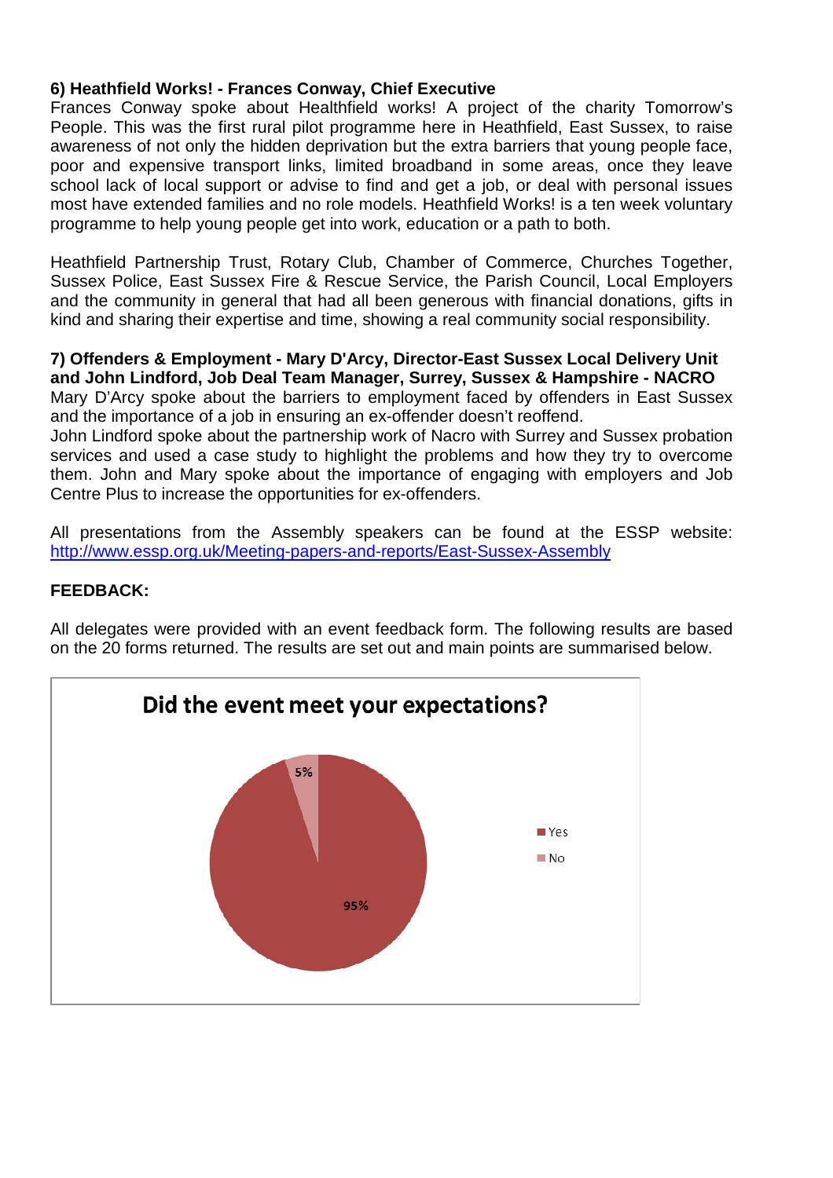**6) Heathfield Works! - Frances Conway, Chief Executive**

Frances Conway spoke about Healthfield works! A project of the charity Tomorrow's People. This was the first rural pilot programme here in Heathfield, East Sussex, to raise awareness of not only the hidden deprivation but the extra barriers that young people face, poor and expensive transport links, limited broadband in some areas, once they leave school lack of local support or advise to find and get a job, or deal with personal issues most have extended families and no role models. Heathfield Works! is a ten week voluntary programme to help young people get into work, education or a path to both.

Heathfield Partnership Trust, Rotary Club, Chamber of Commerce, Churches Together, Sussex Police, East Sussex Fire & Rescue Service, the Parish Council, Local Employers and the community in general that had all been generous with financial donations, gifts in kind and sharing their expertise and time, showing a real community social responsibility.

**7) Offenders & Employment - Mary D'Arcy, Director-East Sussex Local Delivery Unit and John Lindford, Job Deal Team Manager, Surrey, Sussex & Hampshire - NACRO**

Mary D'Arcy spoke about the barriers to employment faced by offenders in East Sussex and the importance of a job in ensuring an ex-offender doesn't reoffend.

John Lindford spoke about the partnership work of Nacro with Surrey and Sussex probation services and used a case study to highlight the problems and how they try to overcome them. John and Mary spoke about the importance of engaging with employers and Job Centre Plus to increase the opportunities for ex-offenders.

All presentations from the Assembly speakers can be found at the ESSP website: http://www.essp.org.uk/Meeting-papers-and-reports/East-Sussex-Assembly

**FEEDBACK:**

All delegates were provided with an event feedback form. The following results are based on the 20 forms returned. The results are set out and main points are summarised below.

**Did the event meet your expectations?**

| Response | Percentage |
|---|---|
| Yes | 95% |
| No | 5% |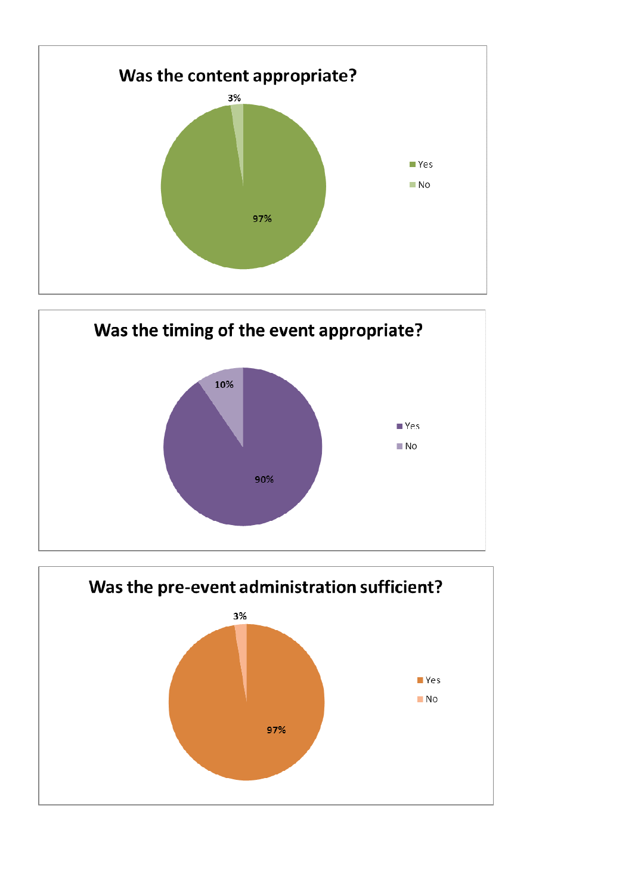## Was the content appropriate?

| Response | Percentage |
| --- | --- |
| Yes | 97% |
| No | 3% |

## Was the timing of the event appropriate?

| Response | Percentage |
| --- | --- |
| Yes | 90% |
| No | 10% |

## Was the pre-event administration sufficient?

| Response | Percentage |
| --- | --- |
| Yes | 97% |
| No | 3% |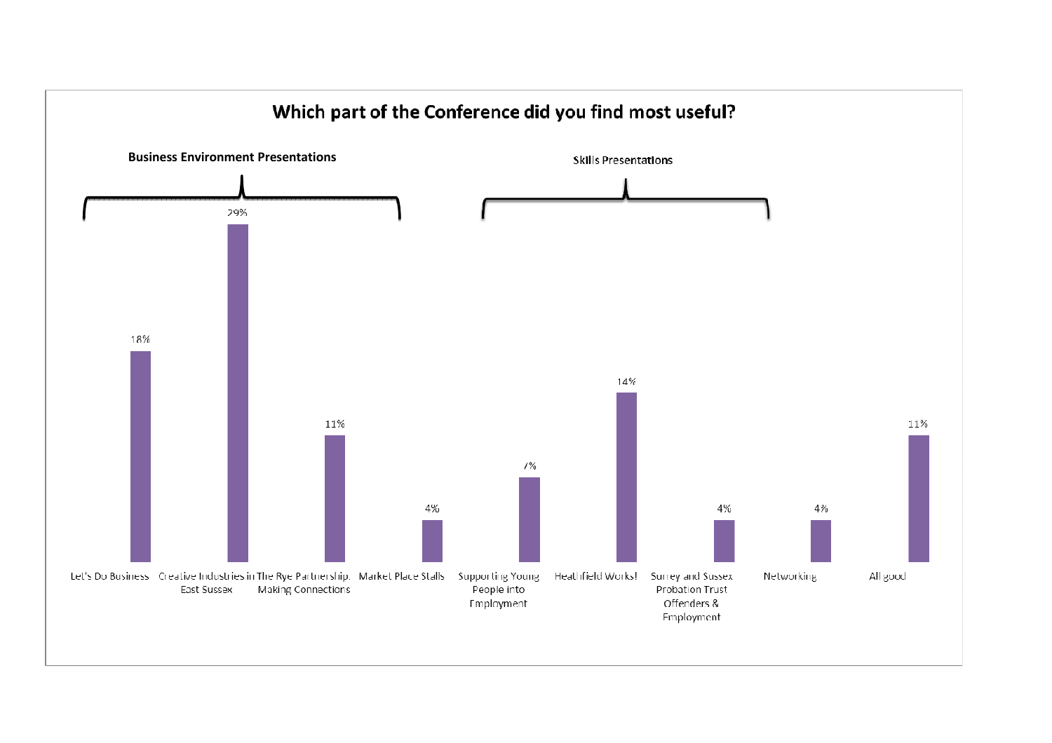## Which part of the Conference did you find most useful?

| Group | Session | Percentage |
| --- | --- | --- |
| Business Environment Presentations | Let's Do Business | 18% |
| | Creative Industries in East Sussex | 29% |
| | The Rye Partnership: Making Connections | 11% |
| | Market Place Stalls | 4% |
| Skills Presentations | Supporting Young People into Employment | 7% |
| | Heathfield Works! | 14% |
| | Surrey and Sussex Probation Trust Offenders & Employment | 4% |
| | Networking | 4% |
| | All good | 11% |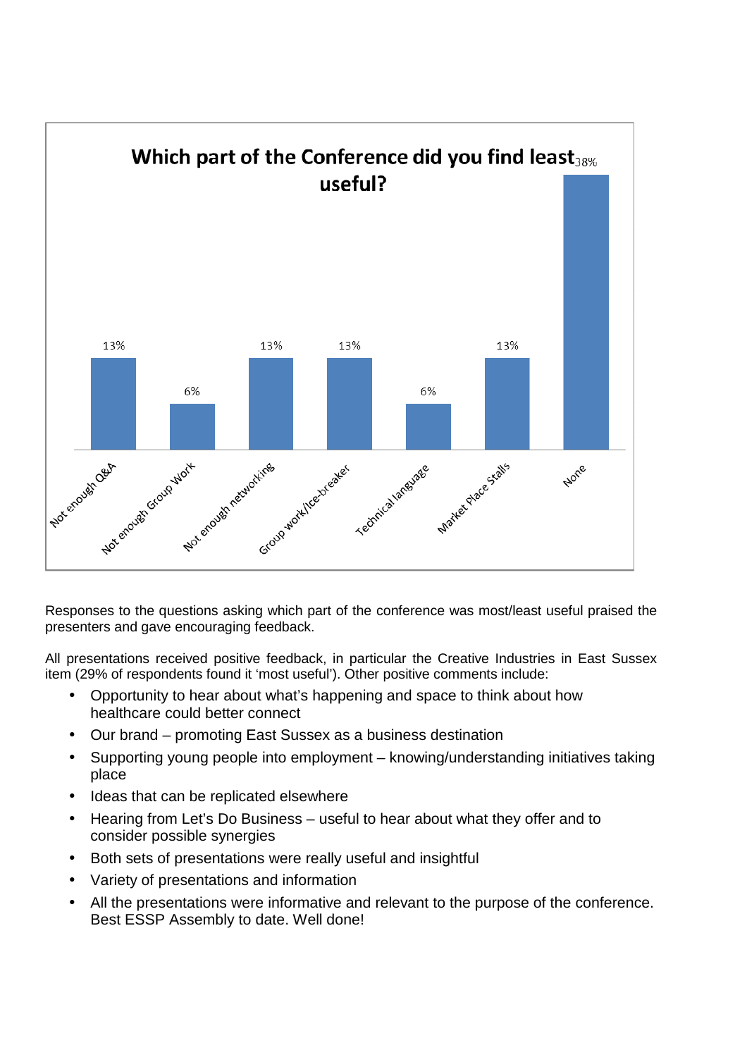**Which part of the Conference did you find least useful?**

| Category | Percentage |
| --- | --- |
| Not enough Q&A | 13% |
| Not enough Group Work | 6% |
| Not enough networking | 13% |
| Group work/Ice-breaker | 13% |
| Technical language | 6% |
| Market Place Stalls | 13% |
| None | 38% |

Responses to the questions asking which part of the conference was most/least useful praised the presenters and gave encouraging feedback.

All presentations received positive feedback, in particular the Creative Industries in East Sussex item (29% of respondents found it 'most useful'). Other positive comments include:

- Opportunity to hear about what's happening and space to think about how healthcare could better connect
- Our brand – promoting East Sussex as a business destination
- Supporting young people into employment – knowing/understanding initiatives taking place
- Ideas that can be replicated elsewhere
- Hearing from Let's Do Business – useful to hear about what they offer and to consider possible synergies
- Both sets of presentations were really useful and insightful
- Variety of presentations and information
- All the presentations were informative and relevant to the purpose of the conference. Best ESSP Assembly to date. Well done!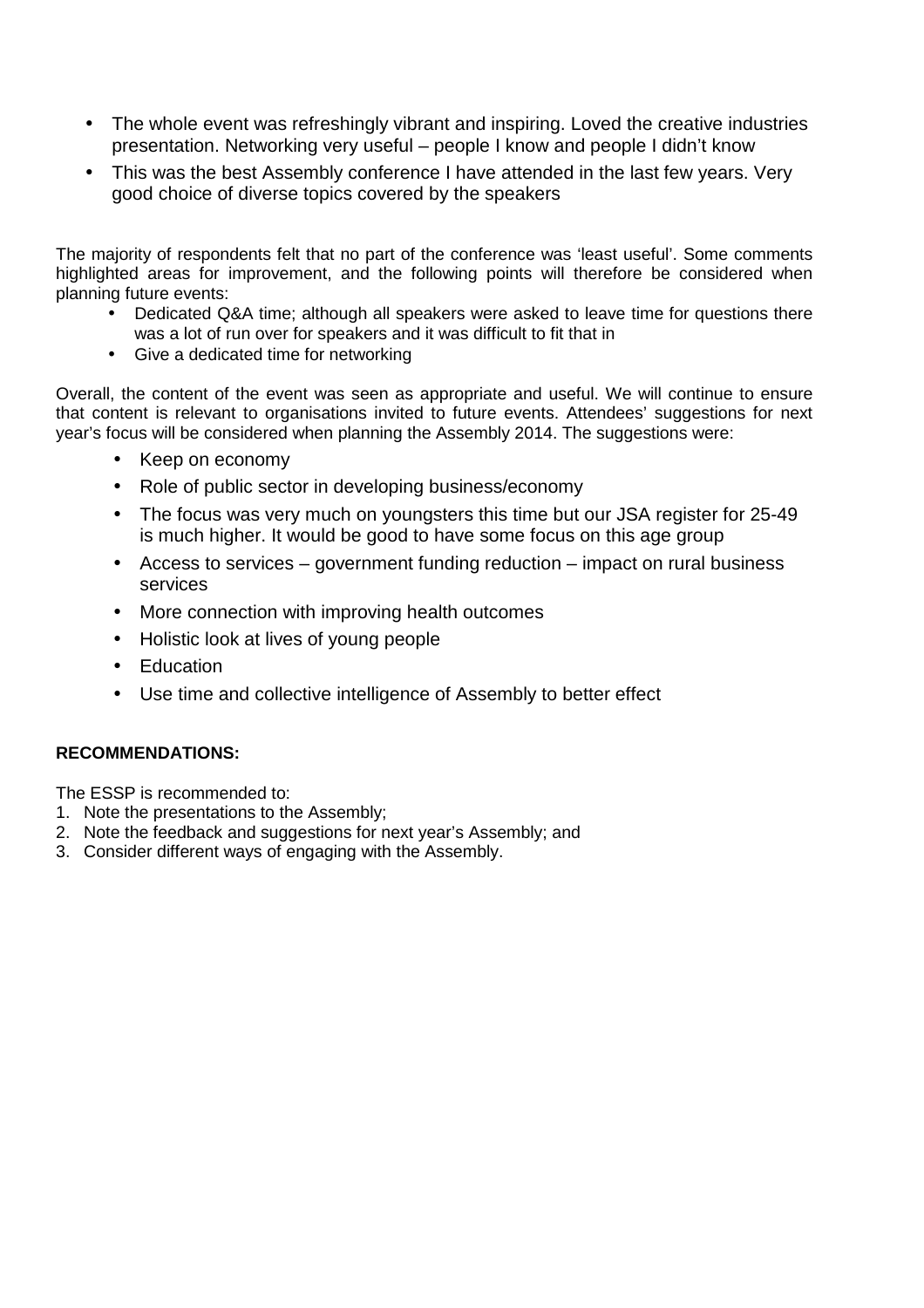- The whole event was refreshingly vibrant and inspiring. Loved the creative industries presentation. Networking very useful – people I know and people I didn't know
- This was the best Assembly conference I have attended in the last few years. Very good choice of diverse topics covered by the speakers

The majority of respondents felt that no part of the conference was 'least useful'. Some comments highlighted areas for improvement, and the following points will therefore be considered when planning future events:

- Dedicated Q&A time; although all speakers were asked to leave time for questions there was a lot of run over for speakers and it was difficult to fit that in
- Give a dedicated time for networking

Overall, the content of the event was seen as appropriate and useful. We will continue to ensure that content is relevant to organisations invited to future events. Attendees' suggestions for next year's focus will be considered when planning the Assembly 2014. The suggestions were:

- Keep on economy
- Role of public sector in developing business/economy
- The focus was very much on youngsters this time but our JSA register for 25-49 is much higher. It would be good to have some focus on this age group
- Access to services – government funding reduction – impact on rural business services
- More connection with improving health outcomes
- Holistic look at lives of young people
- Education
- Use time and collective intelligence of Assembly to better effect

**RECOMMENDATIONS:**

The ESSP is recommended to:

1. Note the presentations to the Assembly;
2. Note the feedback and suggestions for next year's Assembly; and
3. Consider different ways of engaging with the Assembly.